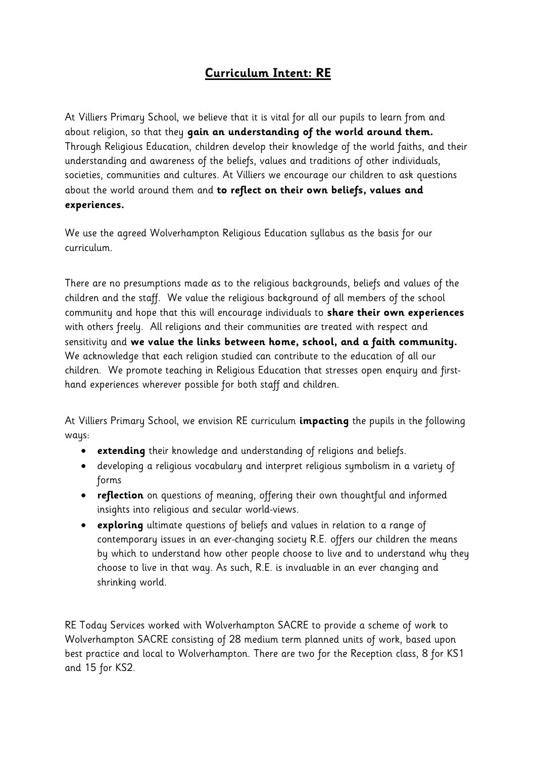# **Curriculum Intent: RE**

At Villiers Primary School, we believe that it is vital for all our pupils to learn from and about religion, so that they **gain an understanding of the world around them.** Through Religious Education, children develop their knowledge of the world faiths, and their understanding and awareness of the beliefs, values and traditions of other individuals, societies, communities and cultures. At Villiers we encourage our children to ask questions about the world around them and **to reflect on their own beliefs, values and experiences.**

We use the agreed Wolverhampton Religious Education syllabus as the basis for our curriculum.

There are no presumptions made as to the religious backgrounds, beliefs and values of the children and the staff. We value the religious background of all members of the school community and hope that this will encourage individuals to **share their own experiences** with others freely. All religions and their communities are treated with respect and sensitivity and **we value the links between home, school, and a faith community.** We acknowledge that each religion studied can contribute to the education of all our children. We promote teaching in Religious Education that stresses open enquiry and first-hand experiences wherever possible for both staff and children.

At Villiers Primary School, we envision RE curriculum **impacting** the pupils in the following ways:

- **extending** their knowledge and understanding of religions and beliefs.
- developing a religious vocabulary and interpret religious symbolism in a variety of forms
- **reflection** on questions of meaning, offering their own thoughtful and informed insights into religious and secular world-views.
- **exploring** ultimate questions of beliefs and values in relation to a range of contemporary issues in an ever-changing society R.E. offers our children the means by which to understand how other people choose to live and to understand why they choose to live in that way. As such, R.E. is invaluable in an ever changing and shrinking world.

RE Today Services worked with Wolverhampton SACRE to provide a scheme of work to Wolverhampton SACRE consisting of 28 medium term planned units of work, based upon best practice and local to Wolverhampton. There are two for the Reception class, 8 for KS1 and 15 for KS2.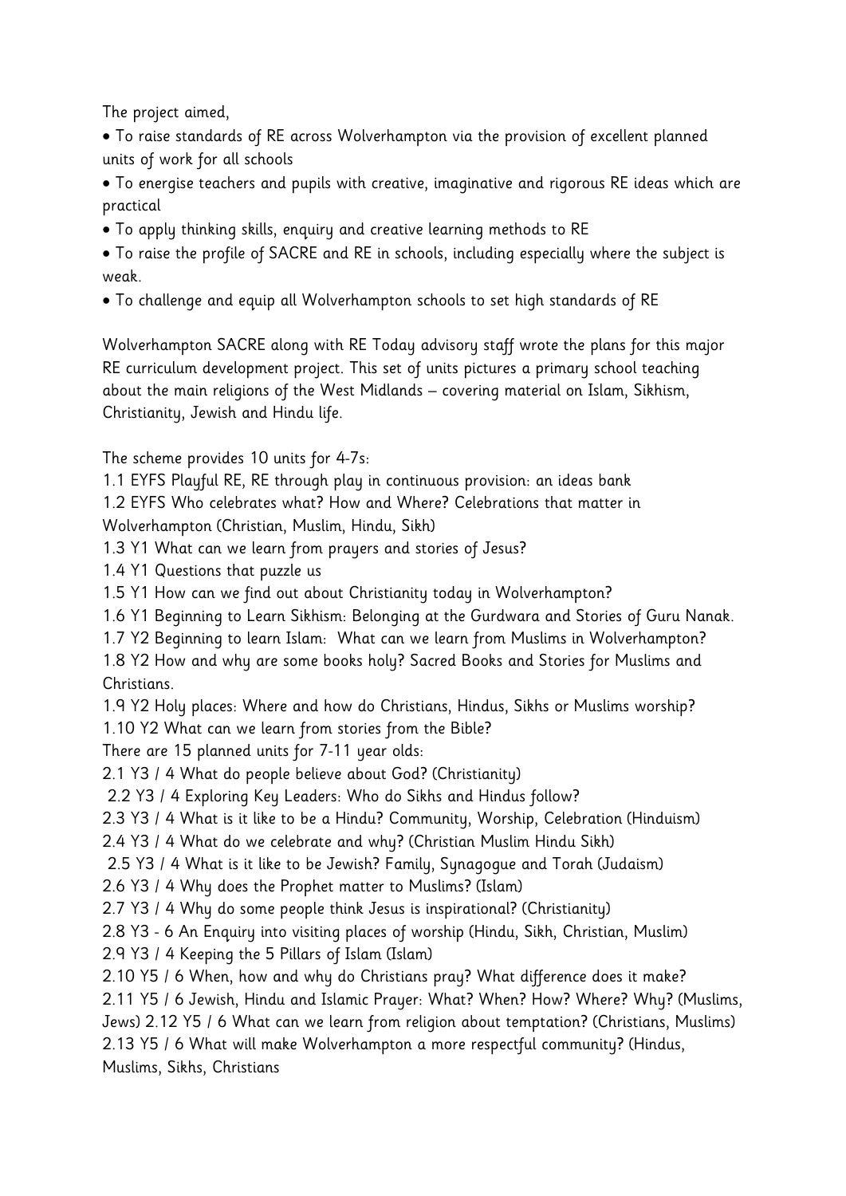The project aimed,

- To raise standards of RE across Wolverhampton via the provision of excellent planned units of work for all schools
- To energise teachers and pupils with creative, imaginative and rigorous RE ideas which are practical
- To apply thinking skills, enquiry and creative learning methods to RE
- To raise the profile of SACRE and RE in schools, including especially where the subject is weak.
- To challenge and equip all Wolverhampton schools to set high standards of RE

Wolverhampton SACRE along with RE Today advisory staff wrote the plans for this major RE curriculum development project. This set of units pictures a primary school teaching about the main religions of the West Midlands – covering material on Islam, Sikhism, Christianity, Jewish and Hindu life.

The scheme provides 10 units for 4-7s:

1.1 EYFS Playful RE, RE through play in continuous provision: an ideas bank
1.2 EYFS Who celebrates what? How and Where? Celebrations that matter in Wolverhampton (Christian, Muslim, Hindu, Sikh)
1.3 Y1 What can we learn from prayers and stories of Jesus?
1.4 Y1 Questions that puzzle us
1.5 Y1 How can we find out about Christianity today in Wolverhampton?
1.6 Y1 Beginning to Learn Sikhism: Belonging at the Gurdwara and Stories of Guru Nanak.
1.7 Y2 Beginning to learn Islam: What can we learn from Muslims in Wolverhampton?
1.8 Y2 How and why are some books holy? Sacred Books and Stories for Muslims and Christians.
1.9 Y2 Holy places: Where and how do Christians, Hindus, Sikhs or Muslims worship?
1.10 Y2 What can we learn from stories from the Bible?

There are 15 planned units for 7-11 year olds:

2.1 Y3 / 4 What do people believe about God? (Christianity)
2.2 Y3 / 4 Exploring Key Leaders: Who do Sikhs and Hindus follow?
2.3 Y3 / 4 What is it like to be a Hindu? Community, Worship, Celebration (Hinduism)
2.4 Y3 / 4 What do we celebrate and why? (Christian Muslim Hindu Sikh)
2.5 Y3 / 4 What is it like to be Jewish? Family, Synagogue and Torah (Judaism)
2.6 Y3 / 4 Why does the Prophet matter to Muslims? (Islam)
2.7 Y3 / 4 Why do some people think Jesus is inspirational? (Christianity)
2.8 Y3 - 6 An Enquiry into visiting places of worship (Hindu, Sikh, Christian, Muslim)
2.9 Y3 / 4 Keeping the 5 Pillars of Islam (Islam)
2.10 Y5 / 6 When, how and why do Christians pray? What difference does it make?
2.11 Y5 / 6 Jewish, Hindu and Islamic Prayer: What? When? How? Where? Why? (Muslims, Jews) 2.12 Y5 / 6 What can we learn from religion about temptation? (Christians, Muslims)
2.13 Y5 / 6 What will make Wolverhampton a more respectful community? (Hindus, Muslims, Sikhs, Christians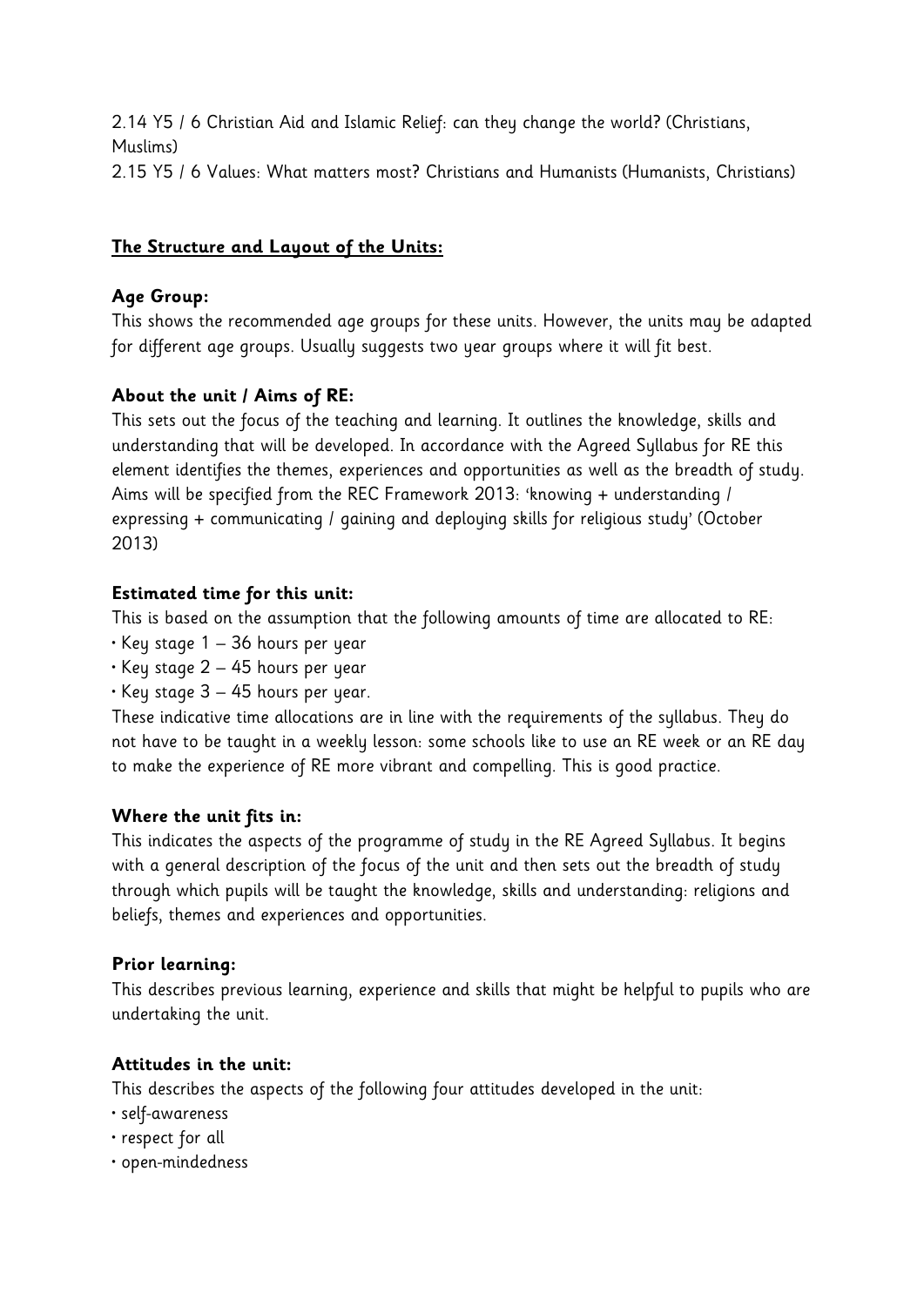2.14 Y5 / 6 Christian Aid and Islamic Relief: can they change the world? (Christians, Muslims)
2.15 Y5 / 6 Values: What matters most? Christians and Humanists (Humanists, Christians)

## **The Structure and Layout of the Units:**

### Age Group:

This shows the recommended age groups for these units. However, the units may be adapted for different age groups. Usually suggests two year groups where it will fit best.

### About the unit / Aims of RE:

This sets out the focus of the teaching and learning. It outlines the knowledge, skills and understanding that will be developed. In accordance with the Agreed Syllabus for RE this element identifies the themes, experiences and opportunities as well as the breadth of study. Aims will be specified from the REC Framework 2013: 'knowing + understanding / expressing + communicating / gaining and deploying skills for religious study' (October 2013)

### Estimated time for this unit:

This is based on the assumption that the following amounts of time are allocated to RE:

- Key stage 1 – 36 hours per year
- Key stage 2 – 45 hours per year
- Key stage 3 – 45 hours per year.

These indicative time allocations are in line with the requirements of the syllabus. They do not have to be taught in a weekly lesson: some schools like to use an RE week or an RE day to make the experience of RE more vibrant and compelling. This is good practice.

### Where the unit fits in:

This indicates the aspects of the programme of study in the RE Agreed Syllabus. It begins with a general description of the focus of the unit and then sets out the breadth of study through which pupils will be taught the knowledge, skills and understanding: religions and beliefs, themes and experiences and opportunities.

### Prior learning:

This describes previous learning, experience and skills that might be helpful to pupils who are undertaking the unit.

### Attitudes in the unit:

This describes the aspects of the following four attitudes developed in the unit:

- self-awareness
- respect for all
- open-mindedness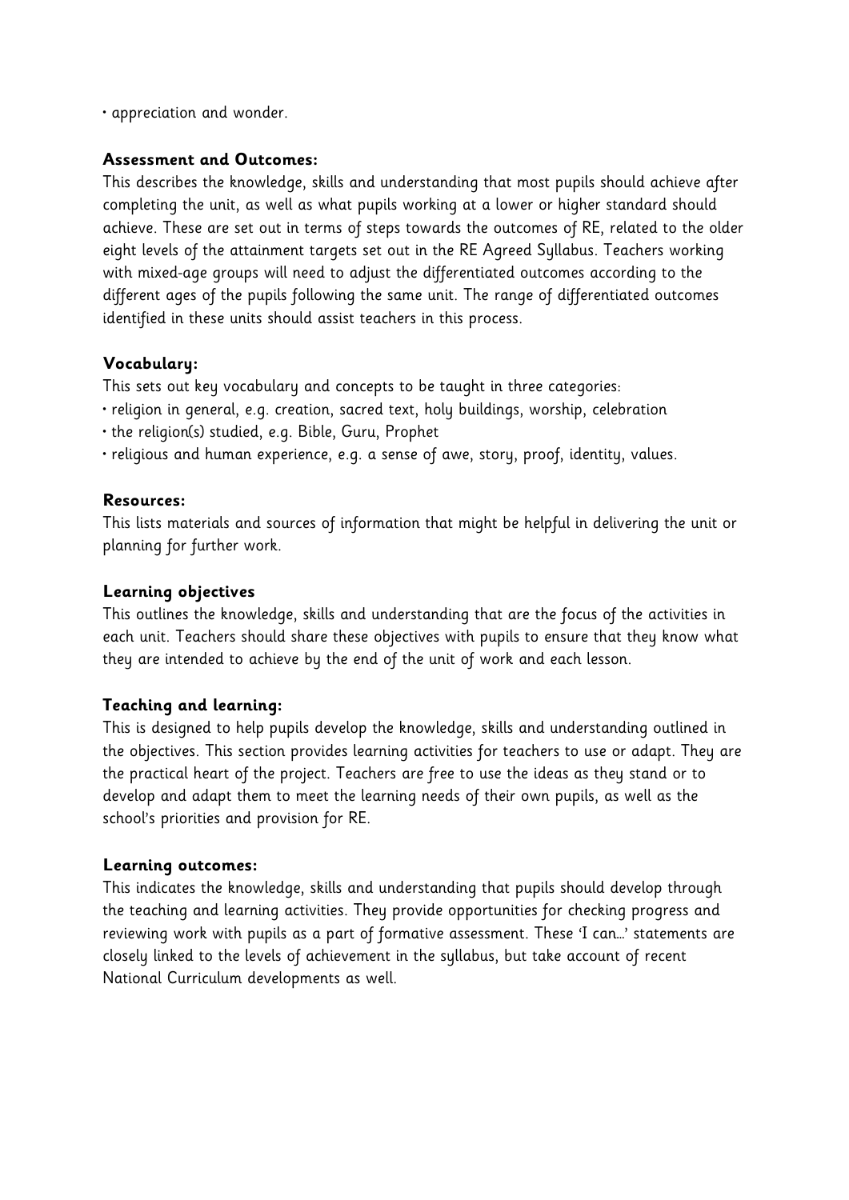• appreciation and wonder.

**Assessment and Outcomes:**
This describes the knowledge, skills and understanding that most pupils should achieve after completing the unit, as well as what pupils working at a lower or higher standard should achieve. These are set out in terms of steps towards the outcomes of RE, related to the older eight levels of the attainment targets set out in the RE Agreed Syllabus. Teachers working with mixed-age groups will need to adjust the differentiated outcomes according to the different ages of the pupils following the same unit. The range of differentiated outcomes identified in these units should assist teachers in this process.

**Vocabulary:**
This sets out key vocabulary and concepts to be taught in three categories:
• religion in general, e.g. creation, sacred text, holy buildings, worship, celebration
• the religion(s) studied, e.g. Bible, Guru, Prophet
• religious and human experience, e.g. a sense of awe, story, proof, identity, values.

**Resources:**
This lists materials and sources of information that might be helpful in delivering the unit or planning for further work.

**Learning objectives**
This outlines the knowledge, skills and understanding that are the focus of the activities in each unit. Teachers should share these objectives with pupils to ensure that they know what they are intended to achieve by the end of the unit of work and each lesson.

**Teaching and learning:**
This is designed to help pupils develop the knowledge, skills and understanding outlined in the objectives. This section provides learning activities for teachers to use or adapt. They are the practical heart of the project. Teachers are free to use the ideas as they stand or to develop and adapt them to meet the learning needs of their own pupils, as well as the school's priorities and provision for RE.

**Learning outcomes:**
This indicates the knowledge, skills and understanding that pupils should develop through the teaching and learning activities. They provide opportunities for checking progress and reviewing work with pupils as a part of formative assessment. These 'I can…' statements are closely linked to the levels of achievement in the syllabus, but take account of recent National Curriculum developments as well.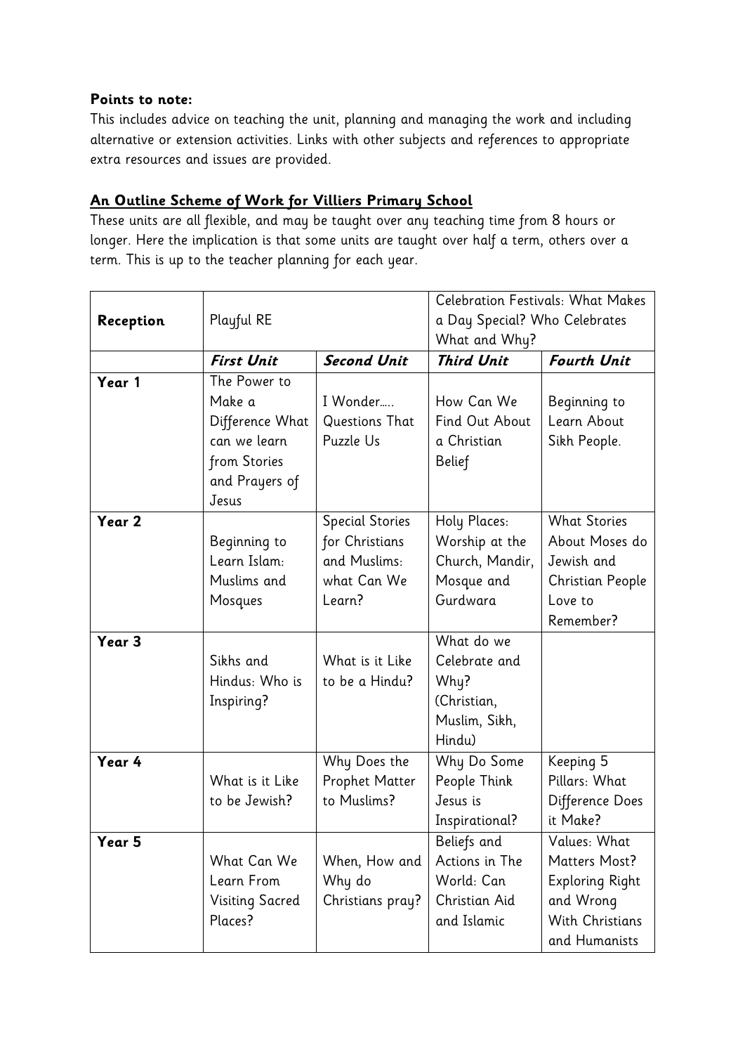**Points to note:**
This includes advice on teaching the unit, planning and managing the work and including alternative or extension activities. Links with other subjects and references to appropriate extra resources and issues are provided.

**An Outline Scheme of Work for Villiers Primary School**
These units are all flexible, and may be taught over any teaching time from 8 hours or longer. Here the implication is that some units are taught over half a term, others over a term. This is up to the teacher planning for each year.

| **Reception** | Playful RE | | Celebration Festivals: What Makes a Day Special? Who Celebrates What and Why? | |
|---|---|---|---|---|
| | ***First Unit*** | ***Second Unit*** | ***Third Unit*** | ***Fourth Unit*** |
| **Year 1** | The Power to Make a Difference What can we learn from Stories and Prayers of Jesus | I Wonder….. Questions That Puzzle Us | How Can We Find Out About a Christian Belief | Beginning to Learn About Sikh People. |
| **Year 2** | Beginning to Learn Islam: Muslims and Mosques | Special Stories for Christians and Muslims: what Can We Learn? | Holy Places: Worship at the Church, Mandir, Mosque and Gurdwara | What Stories About Moses do Jewish and Christian People Love to Remember? |
| **Year 3** | Sikhs and Hindus: Who is Inspiring? | What is it Like to be a Hindu? | What do we Celebrate and Why? (Christian, Muslim, Sikh, Hindu) | |
| **Year 4** | What is it Like to be Jewish? | Why Does the Prophet Matter to Muslims? | Why Do Some People Think Jesus is Inspirational? | Keeping 5 Pillars: What Difference Does it Make? |
| **Year 5** | What Can We Learn From Visiting Sacred Places? | When, How and Why do Christians pray? | Beliefs and Actions in The World: Can Christian Aid and Islamic | Values: What Matters Most? Exploring Right and Wrong With Christians and Humanists |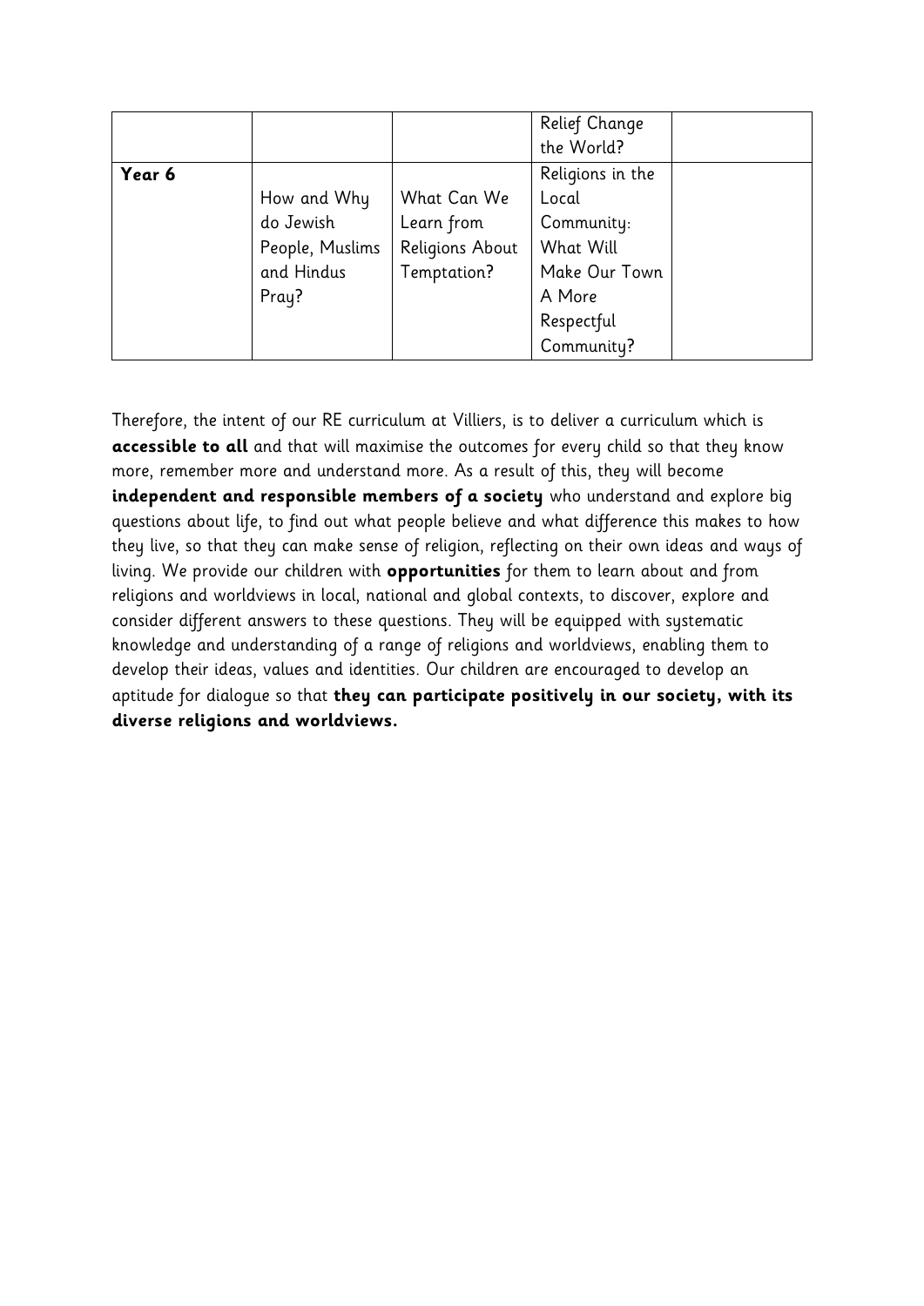| | | | | |
|---|---|---|---|---|
| | | | Relief Change the World? | |
| **Year 6** | How and Why do Jewish People, Muslims and Hindus Pray? | What Can We Learn from Religions About Temptation? | Religions in the Local Community: What Will Make Our Town A More Respectful Community? | |

Therefore, the intent of our RE curriculum at Villiers, is to deliver a curriculum which is **accessible to all** and that will maximise the outcomes for every child so that they know more, remember more and understand more. As a result of this, they will become **independent and responsible members of a society** who understand and explore big questions about life, to find out what people believe and what difference this makes to how they live, so that they can make sense of religion, reflecting on their own ideas and ways of living. We provide our children with **opportunities** for them to learn about and from religions and worldviews in local, national and global contexts, to discover, explore and consider different answers to these questions. They will be equipped with systematic knowledge and understanding of a range of religions and worldviews, enabling them to develop their ideas, values and identities. Our children are encouraged to develop an aptitude for dialogue so that **they can participate positively in our society, with its diverse religions and worldviews.**